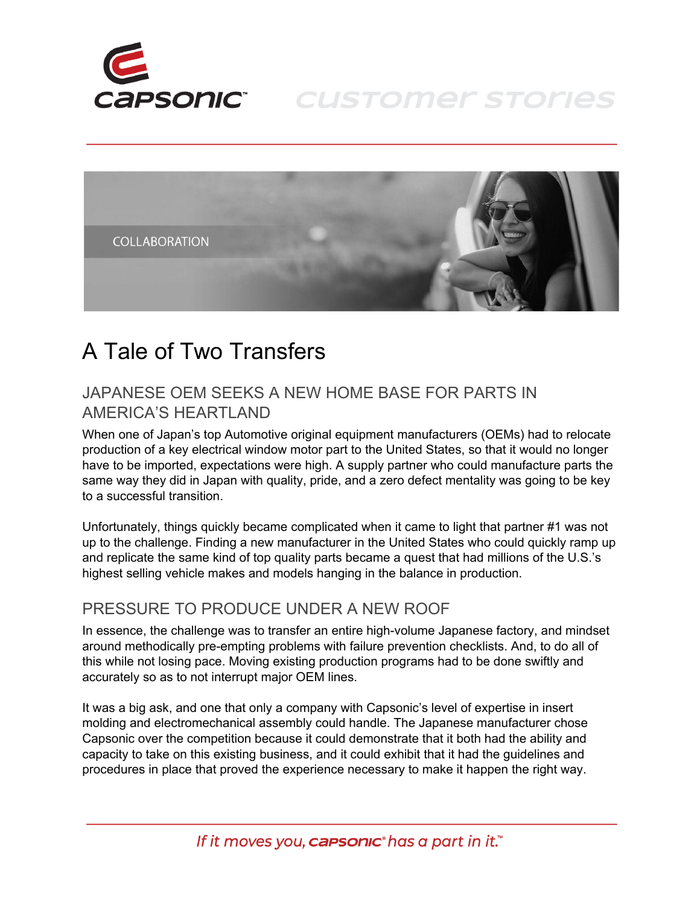capsonic customer stories

COLLABORATION

# A Tale of Two Transfers

## JAPANESE OEM SEEKS A NEW HOME BASE FOR PARTS IN AMERICA'S HEARTLAND

When one of Japan's top Automotive original equipment manufacturers (OEMs) had to relocate production of a key electrical window motor part to the United States, so that it would no longer have to be imported, expectations were high. A supply partner who could manufacture parts the same way they did in Japan with quality, pride, and a zero defect mentality was going to be key to a successful transition.

Unfortunately, things quickly became complicated when it came to light that partner #1 was not up to the challenge. Finding a new manufacturer in the United States who could quickly ramp up and replicate the same kind of top quality parts became a quest that had millions of the U.S.'s highest selling vehicle makes and models hanging in the balance in production.

## PRESSURE TO PRODUCE UNDER A NEW ROOF

In essence, the challenge was to transfer an entire high-volume Japanese factory, and mindset around methodically pre-empting problems with failure prevention checklists. And, to do all of this while not losing pace. Moving existing production programs had to be done swiftly and accurately so as to not interrupt major OEM lines.

It was a big ask, and one that only a company with Capsonic's level of expertise in insert molding and electromechanical assembly could handle. The Japanese manufacturer chose Capsonic over the competition because it could demonstrate that it both had the ability and capacity to take on this existing business, and it could exhibit that it had the guidelines and procedures in place that proved the experience necessary to make it happen the right way.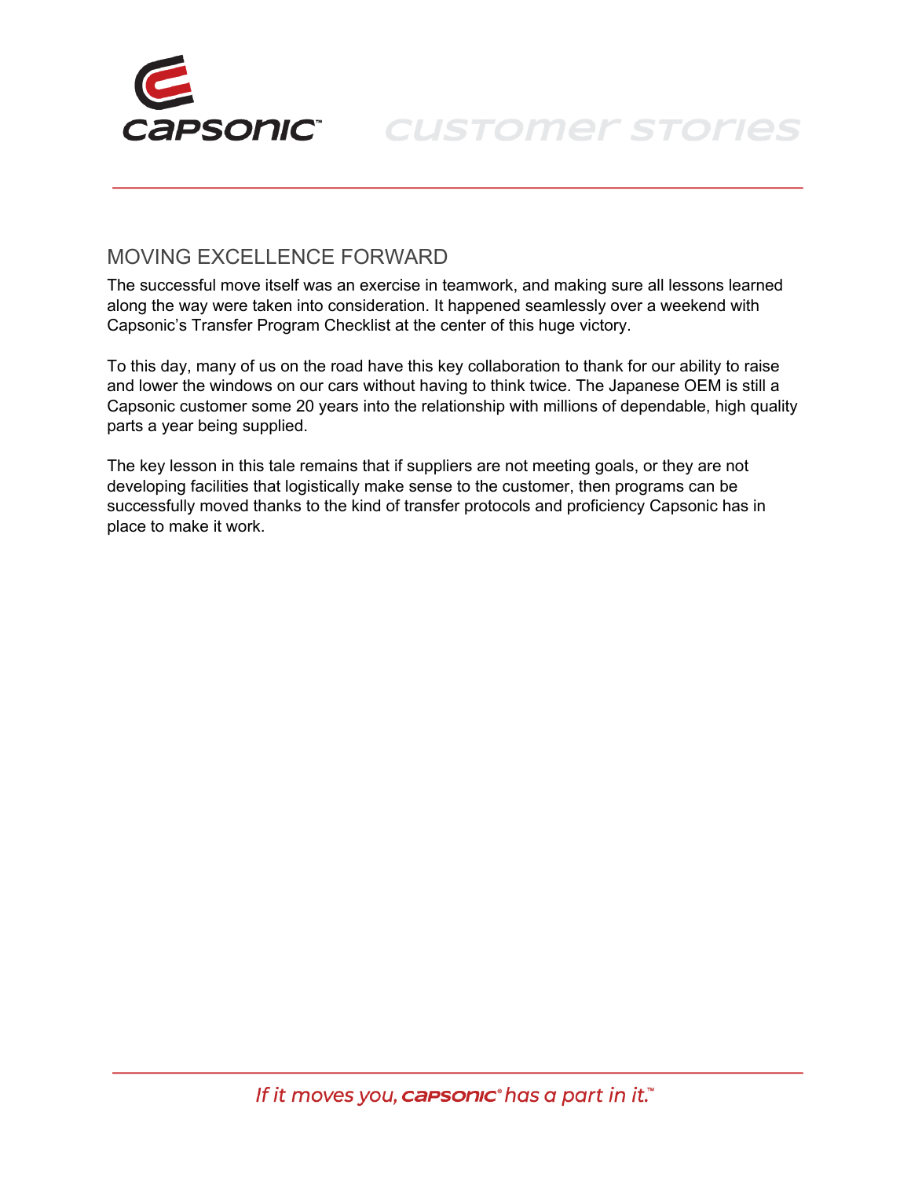## MOVING EXCELLENCE FORWARD

The successful move itself was an exercise in teamwork, and making sure all lessons learned along the way were taken into consideration. It happened seamlessly over a weekend with Capsonic's Transfer Program Checklist at the center of this huge victory.

To this day, many of us on the road have this key collaboration to thank for our ability to raise and lower the windows on our cars without having to think twice. The Japanese OEM is still a Capsonic customer some 20 years into the relationship with millions of dependable, high quality parts a year being supplied.

The key lesson in this tale remains that if suppliers are not meeting goals, or they are not developing facilities that logistically make sense to the customer, then programs can be successfully moved thanks to the kind of transfer protocols and proficiency Capsonic has in place to make it work.